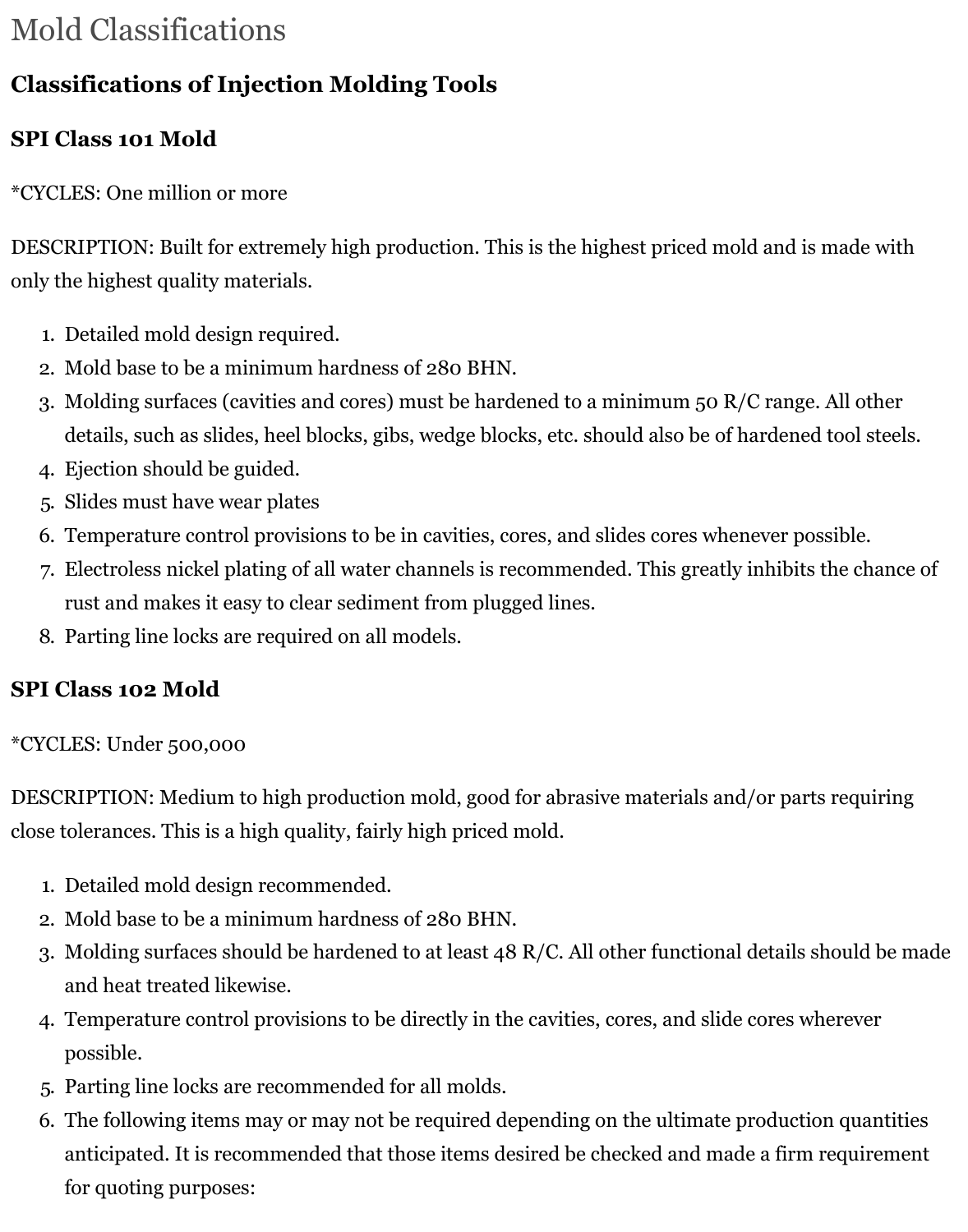# Mold Classifications

## Classifications of Injection Molding Tools

### SPI Class 101 Mold

*CYCLES: One million or more

DESCRIPTION: Built for extremely high production. This is the highest priced mold and is made with only the highest quality materials.

1. Detailed mold design required.
2. Mold base to be a minimum hardness of 280 BHN.
3. Molding surfaces (cavities and cores) must be hardened to a minimum 50 R/C range. All other details, such as slides, heel blocks, gibs, wedge blocks, etc. should also be of hardened tool steels.
4. Ejection should be guided.
5. Slides must have wear plates
6. Temperature control provisions to be in cavities, cores, and slides cores whenever possible.
7. Electroless nickel plating of all water channels is recommended. This greatly inhibits the chance of rust and makes it easy to clear sediment from plugged lines.
8. Parting line locks are required on all models.

### SPI Class 102 Mold

*CYCLES: Under 500,000

DESCRIPTION: Medium to high production mold, good for abrasive materials and/or parts requiring close tolerances. This is a high quality, fairly high priced mold.

1. Detailed mold design recommended.
2. Mold base to be a minimum hardness of 280 BHN.
3. Molding surfaces should be hardened to at least 48 R/C. All other functional details should be made and heat treated likewise.
4. Temperature control provisions to be directly in the cavities, cores, and slide cores wherever possible.
5. Parting line locks are recommended for all molds.
6. The following items may or may not be required depending on the ultimate production quantities anticipated. It is recommended that those items desired be checked and made a firm requirement for quoting purposes: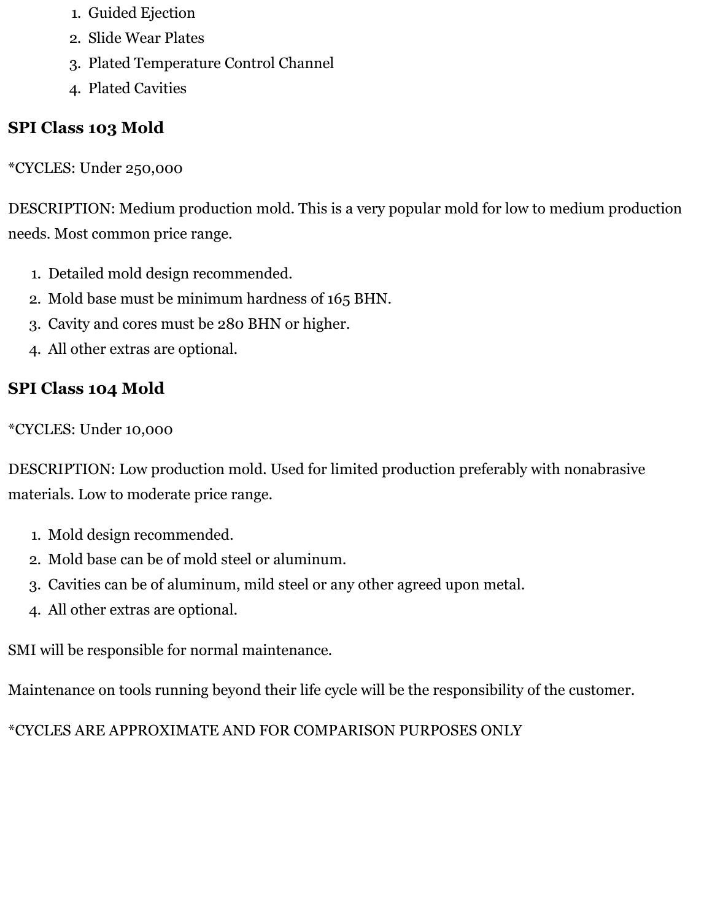1. Guided Ejection
   2. Slide Wear Plates
   3. Plated Temperature Control Channel
   4. Plated Cavities

### SPI Class 103 Mold

*CYCLES: Under 250,000

DESCRIPTION: Medium production mold. This is a very popular mold for low to medium production needs. Most common price range.

1. Detailed mold design recommended.
2. Mold base must be minimum hardness of 165 BHN.
3. Cavity and cores must be 280 BHN or higher.
4. All other extras are optional.

### SPI Class 104 Mold

*CYCLES: Under 10,000

DESCRIPTION: Low production mold. Used for limited production preferably with nonabrasive materials. Low to moderate price range.

1. Mold design recommended.
2. Mold base can be of mold steel or aluminum.
3. Cavities can be of aluminum, mild steel or any other agreed upon metal.
4. All other extras are optional.

SMI will be responsible for normal maintenance.

Maintenance on tools running beyond their life cycle will be the responsibility of the customer.

*CYCLES ARE APPROXIMATE AND FOR COMPARISON PURPOSES ONLY